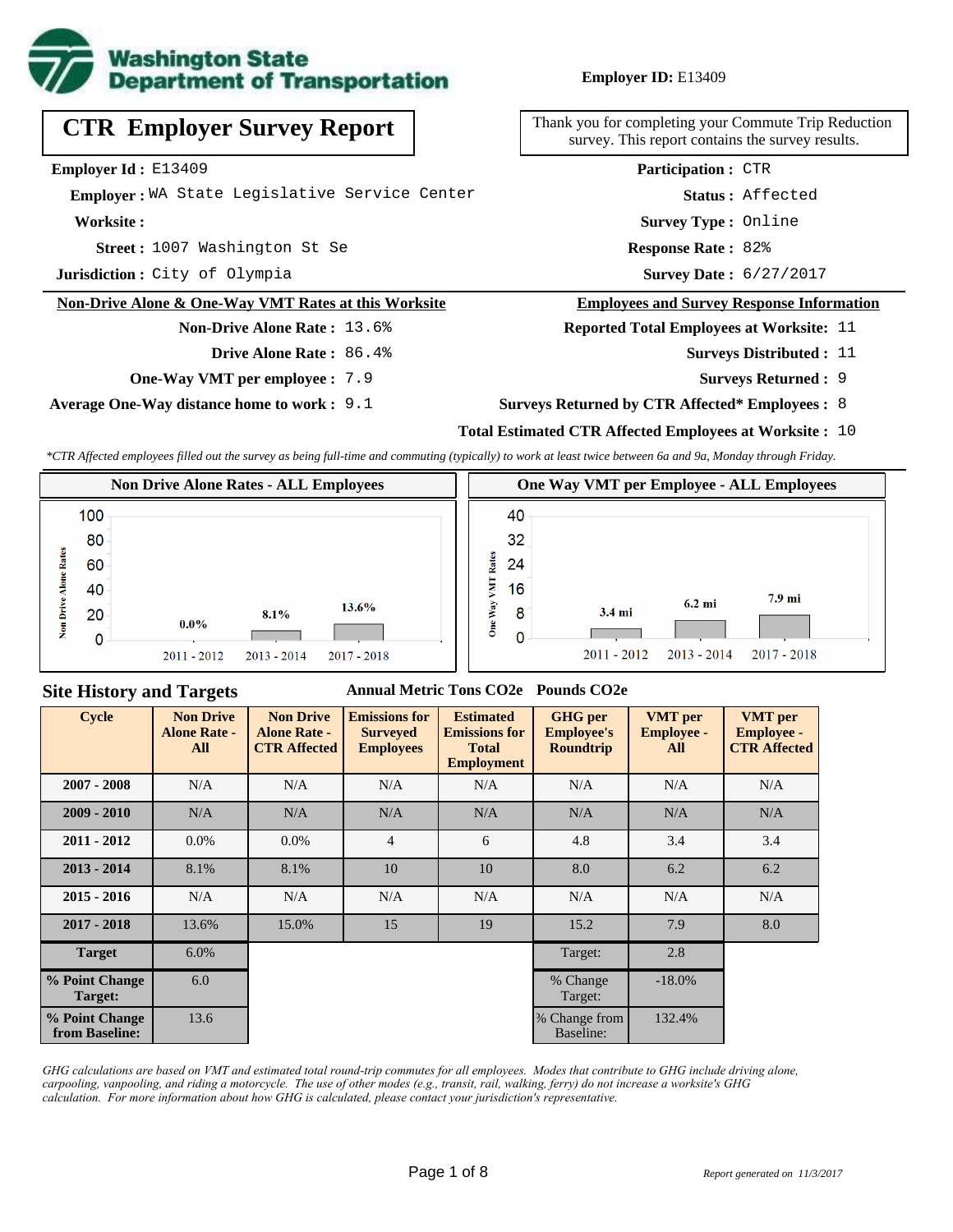**Washington State Department of Transportation**

**Employer ID:** E13409

# CTR Employer Survey Report

Thank you for completing your Commute Trip Reduction survey. This report contains the survey results.

**Employer Id :** E13409

**Employer :** WA State Legislative Service Center

**Worksite :**

**Street :** 1007 Washington St Se

**Jurisdiction :** City of Olympia

**Participation :** CTR

**Status :** Affected

**Survey Type :** Online

**Response Rate :** 82%

**Survey Date :** 6/27/2017

## Non-Drive Alone & One-Way VMT Rates at this Worksite

**Non-Drive Alone Rate :** 13.6%

**Drive Alone Rate :** 86.4%

**One-Way VMT per employee :** 7.9

**Average One-Way distance home to work :** 9.1

## Employees and Survey Response Information

**Reported Total Employees at Worksite:** 11

**Surveys Distributed :** 11

**Surveys Returned :** 9

**Surveys Returned by CTR Affected* Employees :** 8

**Total Estimated CTR Affected Employees at Worksite :** 10

*\*CTR Affected employees filled out the survey as being full-time and commuting (typically) to work at least twice between 6a and 9a, Monday through Friday.*

**Non Drive Alone Rates - ALL Employees**

| Cycle | Non Drive Alone Rate |
|---|---|
| 2011 - 2012 | 0.0% |
| 2013 - 2014 | 8.1% |
| 2017 - 2018 | 13.6% |

**One Way VMT per Employee - ALL Employees**

| Cycle | One Way VMT |
|---|---|
| 2011 - 2012 | 3.4 mi |
| 2013 - 2014 | 6.2 mi |
| 2017 - 2018 | 7.9 mi |

## Site History and Targets

Annual Metric Tons CO2e — Pounds CO2e

| Cycle | Non Drive Alone Rate - All | Non Drive Alone Rate - CTR Affected | Emissions for Surveyed Employees | Estimated Emissions for Total Employment | GHG per Employee's Roundtrip | VMT per Employee - All | VMT per Employee - CTR Affected |
|---|---|---|---|---|---|---|---|
| 2007 - 2008 | N/A | N/A | N/A | N/A | N/A | N/A | N/A |
| 2009 - 2010 | N/A | N/A | N/A | N/A | N/A | N/A | N/A |
| 2011 - 2012 | 0.0% | 0.0% | 4 | 6 | 4.8 | 3.4 | 3.4 |
| 2013 - 2014 | 8.1% | 8.1% | 10 | 10 | 8.0 | 6.2 | 6.2 |
| 2015 - 2016 | N/A | N/A | N/A | N/A | N/A | N/A | N/A |
| 2017 - 2018 | 13.6% | 15.0% | 15 | 19 | 15.2 | 7.9 | 8.0 |
| Target | 6.0% | | | | Target: | 2.8 | |
| % Point Change Target: | 6.0 | | | | % Change Target: | -18.0% | |
| % Point Change from Baseline: | 13.6 | | | | % Change from Baseline: | 132.4% | |

*GHG calculations are based on VMT and estimated total round-trip commutes for all employees. Modes that contribute to GHG include driving alone, carpooling, vanpooling, and riding a motorcycle. The use of other modes (e.g., transit, rail, walking, ferry) do not increase a worksite's GHG calculation. For more information about how GHG is calculated, please contact your jurisdiction's representative.*

*Report generated on 11/3/2017*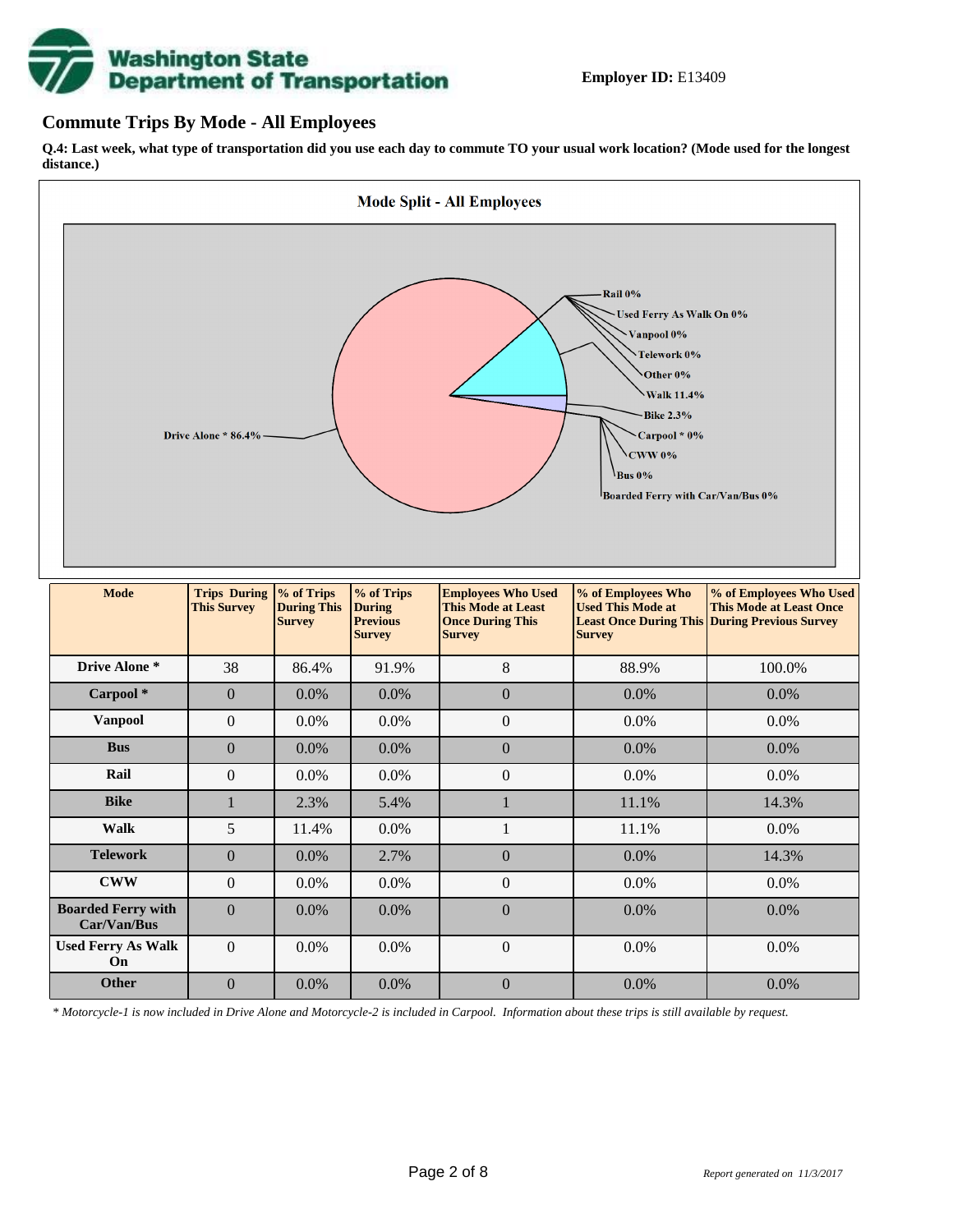**Employer ID:** E13409

## Commute Trips By Mode - All Employees

**Q.4: Last week, what type of transportation did you use each day to commute TO your usual work location? (Mode used for the longest distance.)**

| Mode | Trips During This Survey | % of Trips During This Survey | % of Trips During Previous Survey | Employees Who Used This Mode at Least Once During This Survey | % of Employees Who Used This Mode at Least Once During This Survey | % of Employees Who Used This Mode at Least Once During Previous Survey |
|---|---|---|---|---|---|---|
| **Drive Alone *** | 38 | 86.4% | 91.9% | 8 | 88.9% | 100.0% |
| **Carpool *** | 0 | 0.0% | 0.0% | 0 | 0.0% | 0.0% |
| **Vanpool** | 0 | 0.0% | 0.0% | 0 | 0.0% | 0.0% |
| **Bus** | 0 | 0.0% | 0.0% | 0 | 0.0% | 0.0% |
| **Rail** | 0 | 0.0% | 0.0% | 0 | 0.0% | 0.0% |
| **Bike** | 1 | 2.3% | 5.4% | 1 | 11.1% | 14.3% |
| **Walk** | 5 | 11.4% | 0.0% | 1 | 11.1% | 0.0% |
| **Telework** | 0 | 0.0% | 2.7% | 0 | 0.0% | 14.3% |
| **CWW** | 0 | 0.0% | 0.0% | 0 | 0.0% | 0.0% |
| **Boarded Ferry with Car/Van/Bus** | 0 | 0.0% | 0.0% | 0 | 0.0% | 0.0% |
| **Used Ferry As Walk On** | 0 | 0.0% | 0.0% | 0 | 0.0% | 0.0% |
| **Other** | 0 | 0.0% | 0.0% | 0 | 0.0% | 0.0% |

*\* Motorcycle-1 is now included in Drive Alone and Motorcycle-2 is included in Carpool. Information about these trips is still available by request.*

*Report generated on 11/3/2017*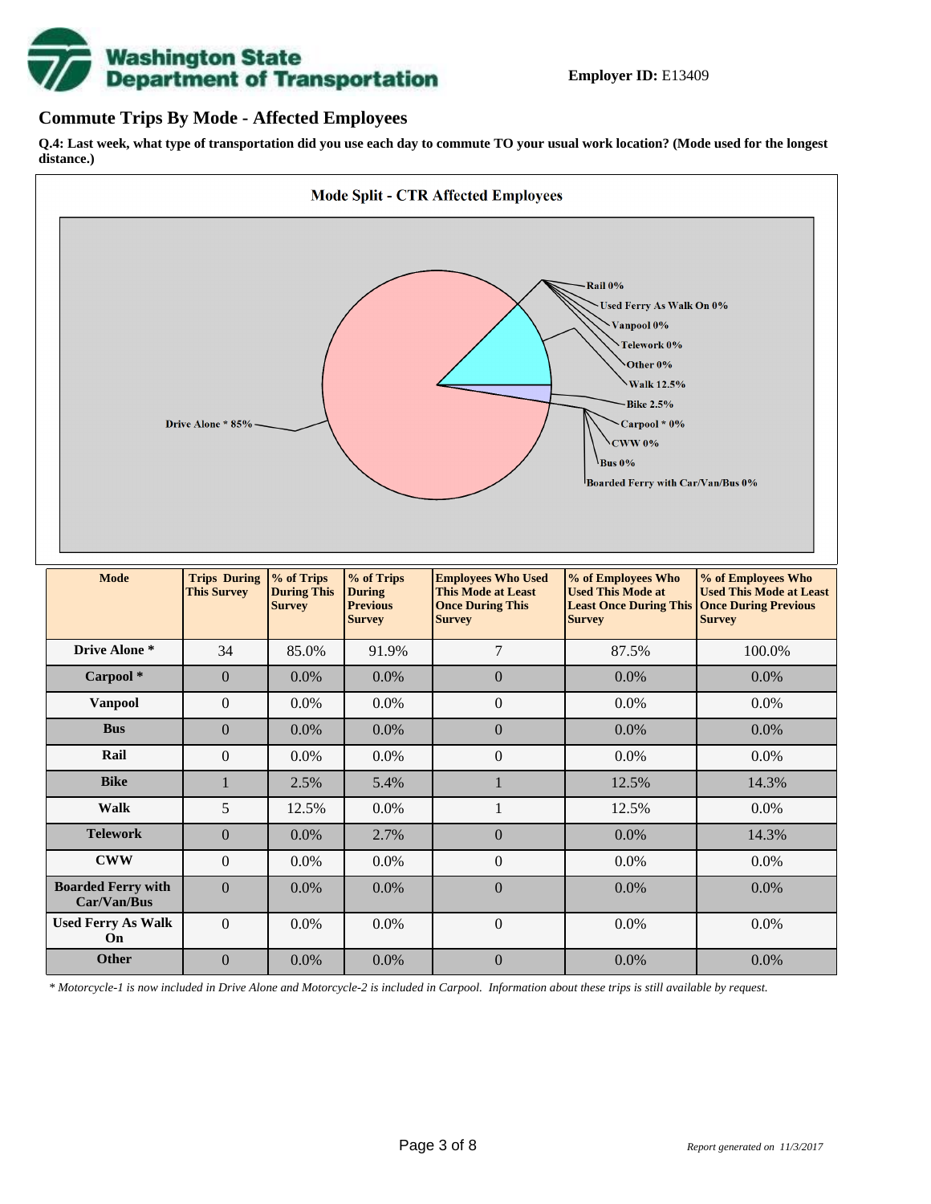**Employer ID:** E13409

## Commute Trips By Mode - Affected Employees

**Q.4: Last week, what type of transportation did you use each day to commute TO your usual work location? (Mode used for the longest distance.)**

**Mode Split - CTR Affected Employees**

Rail 0%
Used Ferry As Walk On 0%
Vanpool 0%
Telework 0%
Other 0%
Walk 12.5%
Bike 2.5%
Carpool * 0%
CWW 0%
Bus 0%
Boarded Ferry with Car/Van/Bus 0%
Drive Alone * 85%

| Mode | Trips During This Survey | % of Trips During This Survey | % of Trips During Previous Survey | Employees Who Used This Mode at Least Once During This Survey | % of Employees Who Used This Mode at Least Once During This Survey | % of Employees Who Used This Mode at Least Once During Previous Survey |
|---|---|---|---|---|---|---|
| Drive Alone * | 34 | 85.0% | 91.9% | 7 | 87.5% | 100.0% |
| Carpool * | 0 | 0.0% | 0.0% | 0 | 0.0% | 0.0% |
| Vanpool | 0 | 0.0% | 0.0% | 0 | 0.0% | 0.0% |
| Bus | 0 | 0.0% | 0.0% | 0 | 0.0% | 0.0% |
| Rail | 0 | 0.0% | 0.0% | 0 | 0.0% | 0.0% |
| Bike | 1 | 2.5% | 5.4% | 1 | 12.5% | 14.3% |
| Walk | 5 | 12.5% | 0.0% | 1 | 12.5% | 0.0% |
| Telework | 0 | 0.0% | 2.7% | 0 | 0.0% | 14.3% |
| CWW | 0 | 0.0% | 0.0% | 0 | 0.0% | 0.0% |
| Boarded Ferry with Car/Van/Bus | 0 | 0.0% | 0.0% | 0 | 0.0% | 0.0% |
| Used Ferry As Walk On | 0 | 0.0% | 0.0% | 0 | 0.0% | 0.0% |
| Other | 0 | 0.0% | 0.0% | 0 | 0.0% | 0.0% |

*\* Motorcycle-1 is now included in Drive Alone and Motorcycle-2 is included in Carpool. Information about these trips is still available by request.*

*Report generated on 11/3/2017*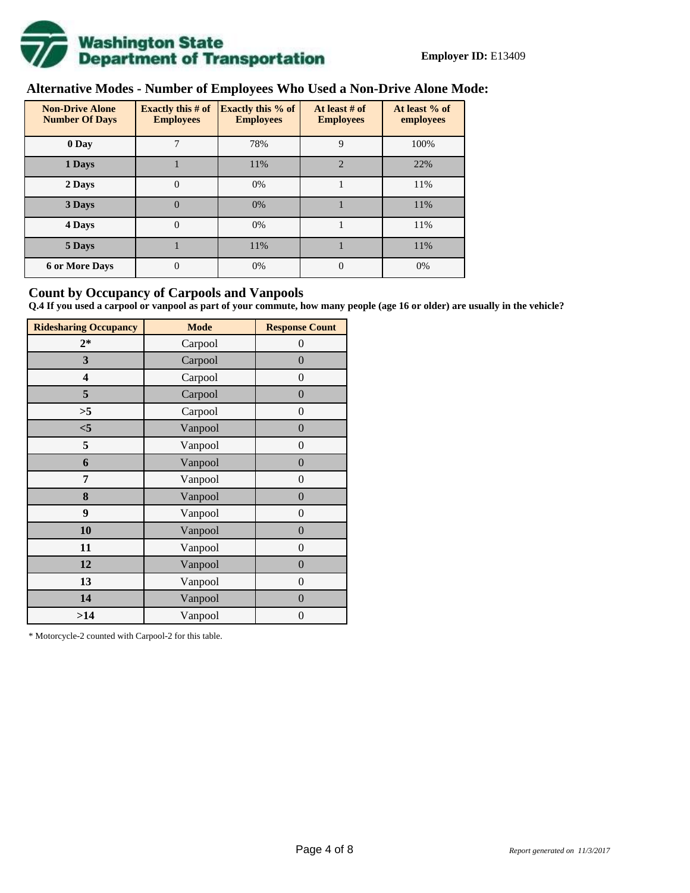**Employer ID:** E13409

## Alternative Modes - Number of Employees Who Used a Non-Drive Alone Mode:

| Non-Drive Alone Number Of Days | Exactly this # of Employees | Exactly this % of Employees | At least # of Employees | At least % of employees |
|---|---|---|---|---|
| 0 Day | 7 | 78% | 9 | 100% |
| 1 Days | 1 | 11% | 2 | 22% |
| 2 Days | 0 | 0% | 1 | 11% |
| 3 Days | 0 | 0% | 1 | 11% |
| 4 Days | 0 | 0% | 1 | 11% |
| 5 Days | 1 | 11% | 1 | 11% |
| 6 or More Days | 0 | 0% | 0 | 0% |

## Count by Occupancy of Carpools and Vanpools

**Q.4 If you used a carpool or vanpool as part of your commute, how many people (age 16 or older) are usually in the vehicle?**

| Ridesharing Occupancy | Mode | Response Count |
|---|---|---|
| 2* | Carpool | 0 |
| 3 | Carpool | 0 |
| 4 | Carpool | 0 |
| 5 | Carpool | 0 |
| >5 | Carpool | 0 |
| <5 | Vanpool | 0 |
| 5 | Vanpool | 0 |
| 6 | Vanpool | 0 |
| 7 | Vanpool | 0 |
| 8 | Vanpool | 0 |
| 9 | Vanpool | 0 |
| 10 | Vanpool | 0 |
| 11 | Vanpool | 0 |
| 12 | Vanpool | 0 |
| 13 | Vanpool | 0 |
| 14 | Vanpool | 0 |
| >14 | Vanpool | 0 |

* Motorcycle-2 counted with Carpool-2 for this table.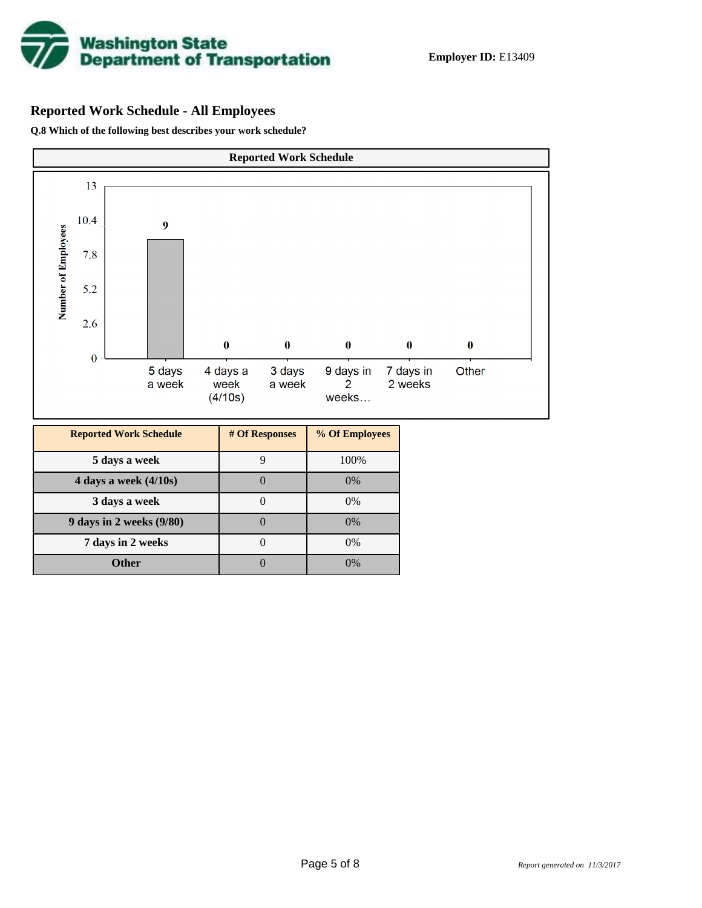**Washington State Department of Transportation**

**Employer ID:** E13409

## Reported Work Schedule - All Employees

**Q.8 Which of the following best describes your work schedule?**

**Reported Work Schedule**

| Reported Work Schedule | # Of Responses | % Of Employees |
|---|---|---|
| 5 days a week | 9 | 100% |
| 4 days a week (4/10s) | 0 | 0% |
| 3 days a week | 0 | 0% |
| 9 days in 2 weeks (9/80) | 0 | 0% |
| 7 days in 2 weeks | 0 | 0% |
| Other | 0 | 0% |

*Report generated on 11/3/2017*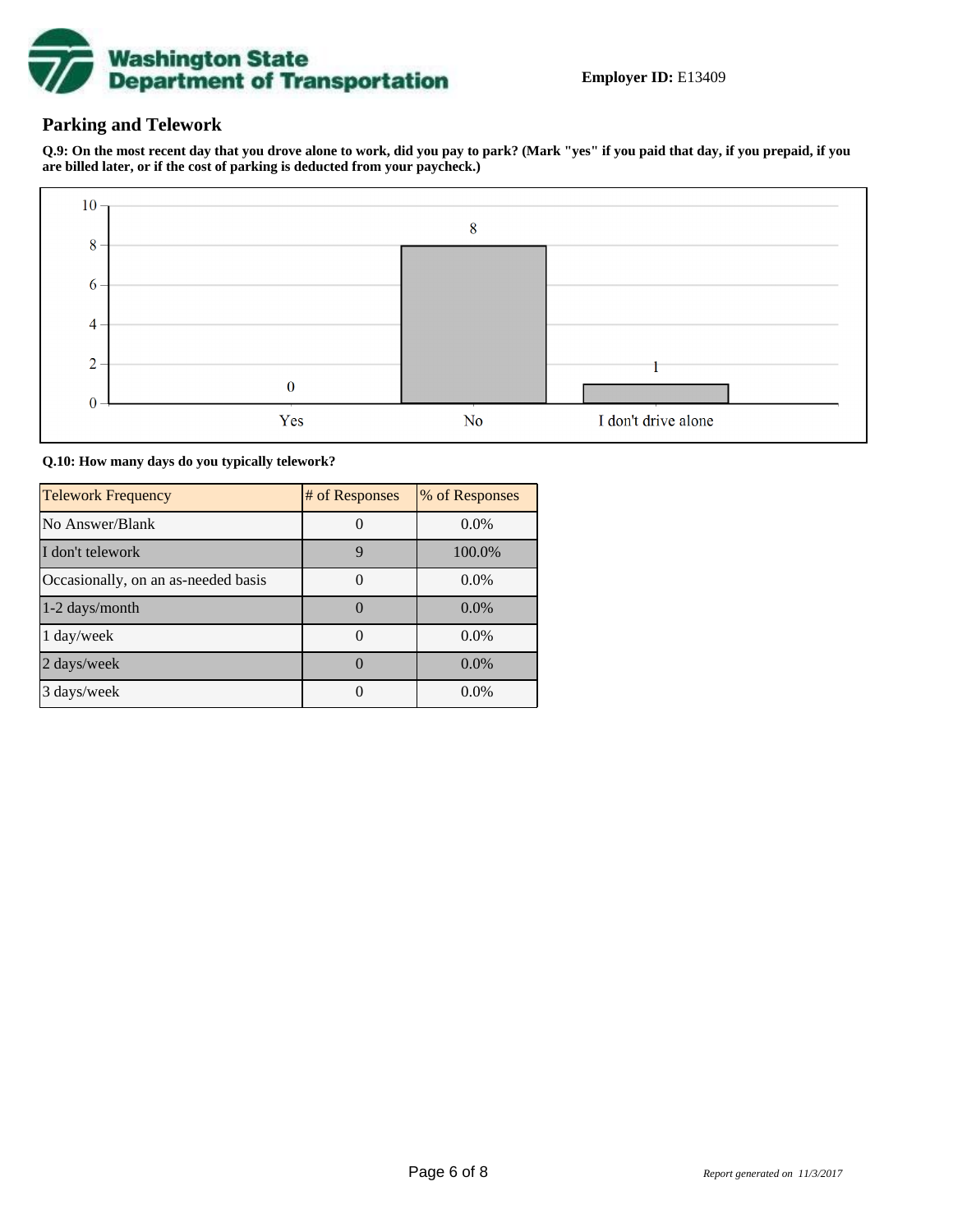**Employer ID:** E13409

## Parking and Telework

**Q.9: On the most recent day that you drove alone to work, did you pay to park? (Mark "yes" if you paid that day, if you prepaid, if you are billed later, or if the cost of parking is deducted from your paycheck.)**

| Response | Count |
|---|---|
| Yes | 0 |
| No | 8 |
| I don't drive alone | 1 |

**Q.10: How many days do you typically telework?**

| Telework Frequency | # of Responses | % of Responses |
|---|---|---|
| No Answer/Blank | 0 | 0.0% |
| I don't telework | 9 | 100.0% |
| Occasionally, on an as-needed basis | 0 | 0.0% |
| 1-2 days/month | 0 | 0.0% |
| 1 day/week | 0 | 0.0% |
| 2 days/week | 0 | 0.0% |
| 3 days/week | 0 | 0.0% |

*Report generated on 11/3/2017*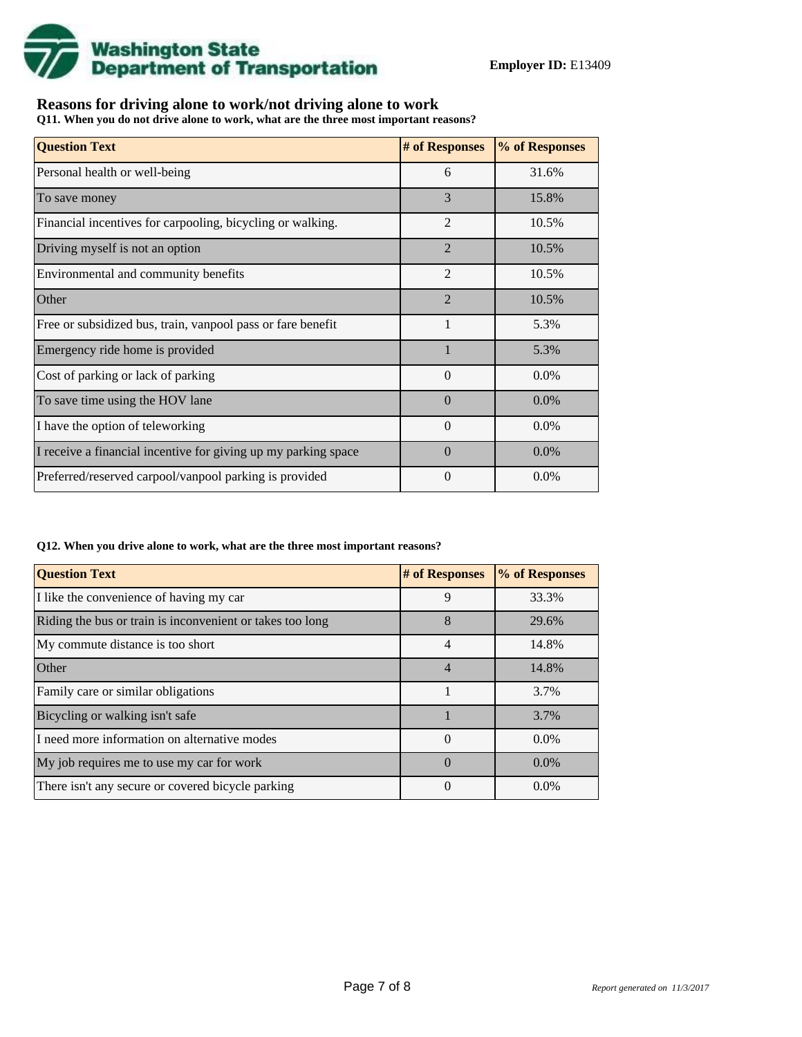**Washington State Department of Transportation**

**Employer ID:** E13409

## Reasons for driving alone to work/not driving alone to work

**Q11. When you do not drive alone to work, what are the three most important reasons?**

| Question Text | # of Responses | % of Responses |
|---|---|---|
| Personal health or well-being | 6 | 31.6% |
| To save money | 3 | 15.8% |
| Financial incentives for carpooling, bicycling or walking. | 2 | 10.5% |
| Driving myself is not an option | 2 | 10.5% |
| Environmental and community benefits | 2 | 10.5% |
| Other | 2 | 10.5% |
| Free or subsidized bus, train, vanpool pass or fare benefit | 1 | 5.3% |
| Emergency ride home is provided | 1 | 5.3% |
| Cost of parking or lack of parking | 0 | 0.0% |
| To save time using the HOV lane | 0 | 0.0% |
| I have the option of teleworking | 0 | 0.0% |
| I receive a financial incentive for giving up my parking space | 0 | 0.0% |
| Preferred/reserved carpool/vanpool parking is provided | 0 | 0.0% |

**Q12. When you drive alone to work, what are the three most important reasons?**

| Question Text | # of Responses | % of Responses |
|---|---|---|
| I like the convenience of having my car | 9 | 33.3% |
| Riding the bus or train is inconvenient or takes too long | 8 | 29.6% |
| My commute distance is too short | 4 | 14.8% |
| Other | 4 | 14.8% |
| Family care or similar obligations | 1 | 3.7% |
| Bicycling or walking isn't safe | 1 | 3.7% |
| I need more information on alternative modes | 0 | 0.0% |
| My job requires me to use my car for work | 0 | 0.0% |
| There isn't any secure or covered bicycle parking | 0 | 0.0% |

*Report generated on 11/3/2017*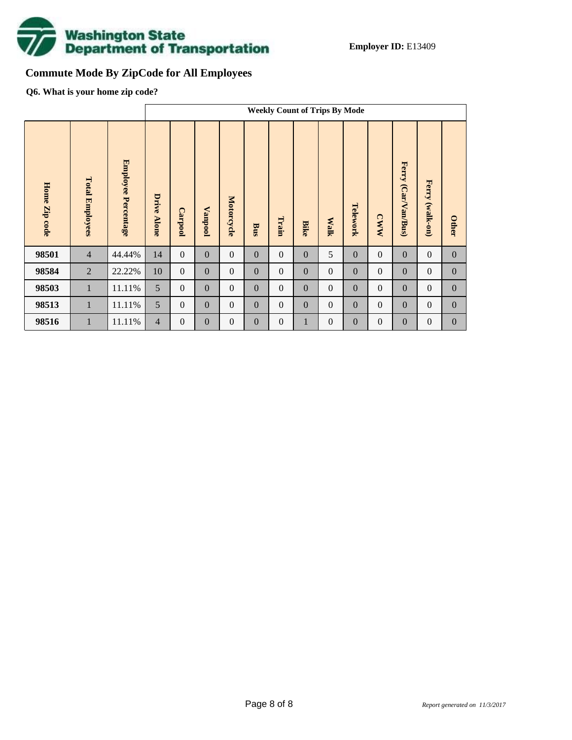**Employer ID:** E13409

## Commute Mode By ZipCode for All Employees

**Q6. What is your home zip code?**

| | | | Weekly Count of Trips By Mode | | | | | | | | | | | | |
|---|---|---|---|---|---|---|---|---|---|---|---|---|---|---|---|
| **Home Zip code** | **Total Employees** | **Employee Percentage** | **Drive Alone** | **Carpool** | **Vanpool** | **Motorcycle** | **Bus** | **Train** | **Bike** | **Walk** | **Telework** | **CWW** | **Ferry (Car/Van/Bus)** | **Ferry (walk-on)** | **Other** |
| **98501** | 4 | 44.44% | 14 | 0 | 0 | 0 | 0 | 0 | 0 | 5 | 0 | 0 | 0 | 0 | 0 |
| **98584** | 2 | 22.22% | 10 | 0 | 0 | 0 | 0 | 0 | 0 | 0 | 0 | 0 | 0 | 0 | 0 |
| **98503** | 1 | 11.11% | 5 | 0 | 0 | 0 | 0 | 0 | 0 | 0 | 0 | 0 | 0 | 0 | 0 |
| **98513** | 1 | 11.11% | 5 | 0 | 0 | 0 | 0 | 0 | 0 | 0 | 0 | 0 | 0 | 0 | 0 |
| **98516** | 1 | 11.11% | 4 | 0 | 0 | 0 | 0 | 0 | 1 | 0 | 0 | 0 | 0 | 0 | 0 |

*Report generated on 11/3/2017*